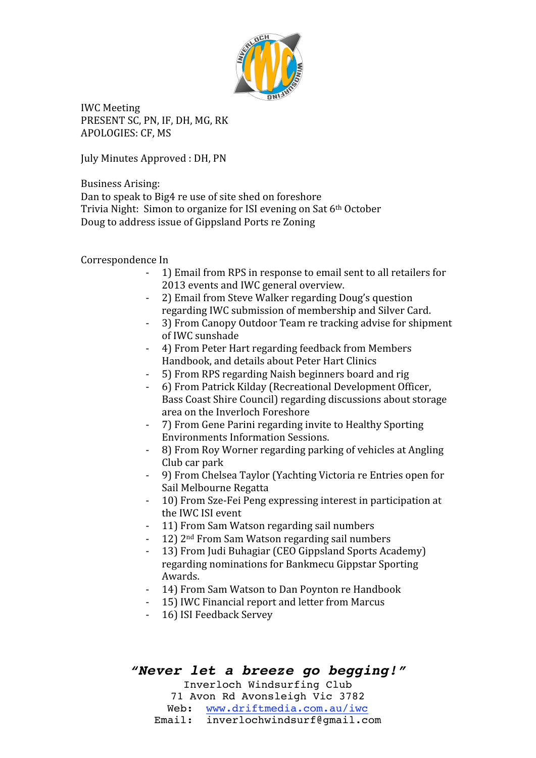IWC Meeting
PRESENT SC, PN, IF, DH, MG, RK
APOLOGIES: CF, MS

July Minutes Approved : DH, PN

Business Arising:
Dan to speak to Big4 re use of site shed on foreshore
Trivia Night: Simon to organize for ISI evening on Sat 6th October
Doug to address issue of Gippsland Ports re Zoning

Correspondence In

- 1) Email from RPS in response to email sent to all retailers for 2013 events and IWC general overview.
- 2) Email from Steve Walker regarding Doug's question regarding IWC submission of membership and Silver Card.
- 3) From Canopy Outdoor Team re tracking advise for shipment of IWC sunshade
- 4) From Peter Hart regarding feedback from Members Handbook, and details about Peter Hart Clinics
- 5) From RPS regarding Naish beginners board and rig
- 6) From Patrick Kilday (Recreational Development Officer, Bass Coast Shire Council) regarding discussions about storage area on the Inverloch Foreshore
- 7) From Gene Parini regarding invite to Healthy Sporting Environments Information Sessions.
- 8) From Roy Worner regarding parking of vehicles at Angling Club car park
- 9) From Chelsea Taylor (Yachting Victoria re Entries open for Sail Melbourne Regatta
- 10) From Sze-Fei Peng expressing interest in participation at the IWC ISI event
- 11) From Sam Watson regarding sail numbers
- 12) 2nd From Sam Watson regarding sail numbers
- 13) From Judi Buhagiar (CEO Gippsland Sports Academy) regarding nominations for Bankmecu Gippstar Sporting Awards.
- 14) From Sam Watson to Dan Poynton re Handbook
- 15) IWC Financial report and letter from Marcus
- 16) ISI Feedback Servey

***"Never let a breeze go begging!"***

Inverloch Windsurfing Club
71 Avon Rd Avonsleigh Vic 3782
Web: www.driftmedia.com.au/iwc
Email: inverlochwindsurf@gmail.com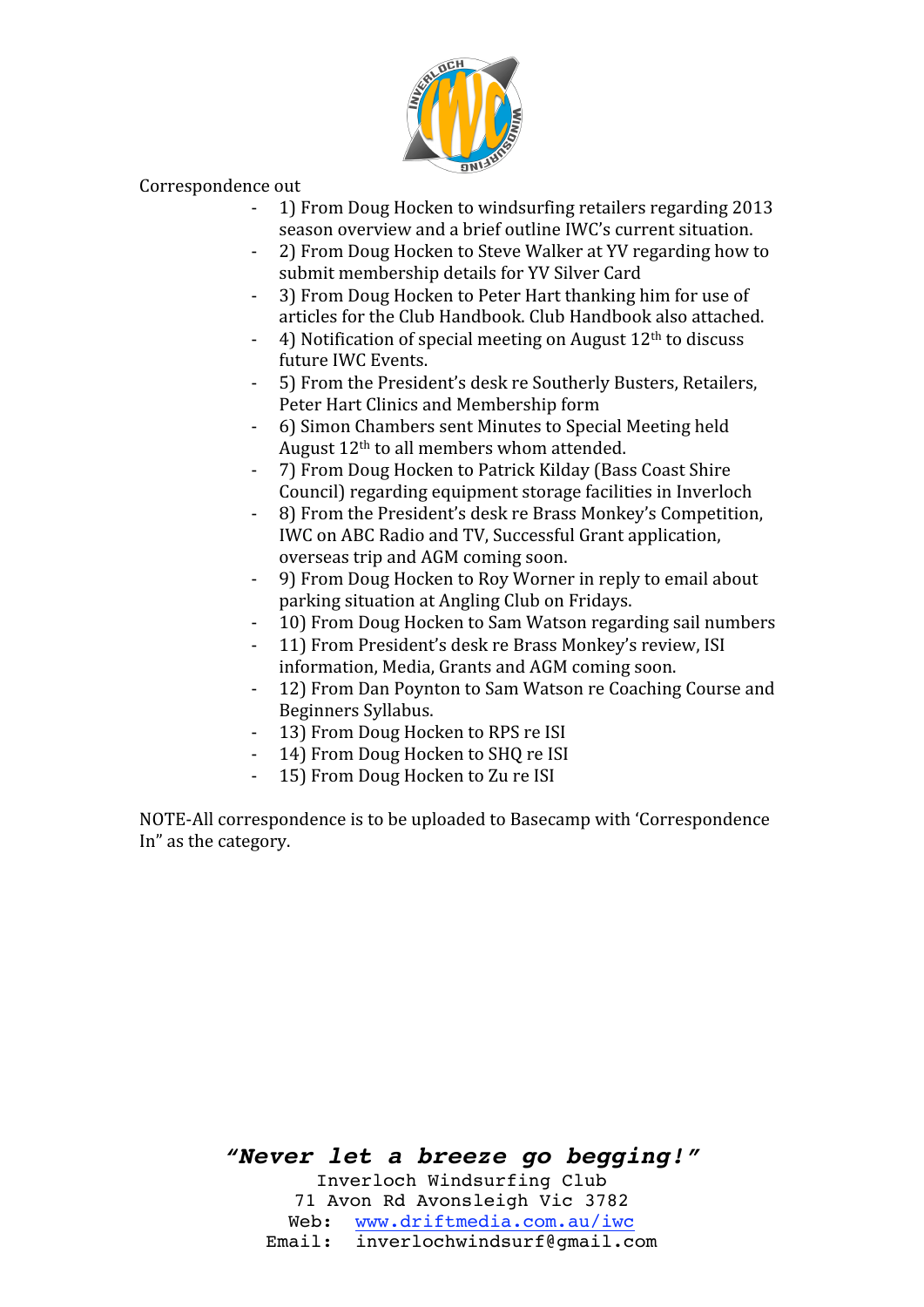Correspondence out

- 1) From Doug Hocken to windsurfing retailers regarding 2013 season overview and a brief outline IWC's current situation.
- 2) From Doug Hocken to Steve Walker at YV regarding how to submit membership details for YV Silver Card
- 3) From Doug Hocken to Peter Hart thanking him for use of articles for the Club Handbook. Club Handbook also attached.
- 4) Notification of special meeting on August 12th to discuss future IWC Events.
- 5) From the President's desk re Southerly Busters, Retailers, Peter Hart Clinics and Membership form
- 6) Simon Chambers sent Minutes to Special Meeting held August 12th to all members whom attended.
- 7) From Doug Hocken to Patrick Kilday (Bass Coast Shire Council) regarding equipment storage facilities in Inverloch
- 8) From the President's desk re Brass Monkey's Competition, IWC on ABC Radio and TV, Successful Grant application, overseas trip and AGM coming soon.
- 9) From Doug Hocken to Roy Worner in reply to email about parking situation at Angling Club on Fridays.
- 10) From Doug Hocken to Sam Watson regarding sail numbers
- 11) From President's desk re Brass Monkey's review, ISI information, Media, Grants and AGM coming soon.
- 12) From Dan Poynton to Sam Watson re Coaching Course and Beginners Syllabus.
- 13) From Doug Hocken to RPS re ISI
- 14) From Doug Hocken to SHQ re ISI
- 15) From Doug Hocken to Zu re ISI

NOTE-All correspondence is to be uploaded to Basecamp with 'Correspondence In" as the category.

***"Never let a breeze go begging!"***

Inverloch Windsurfing Club
71 Avon Rd Avonsleigh Vic 3782
Web: www.driftmedia.com.au/iwc
Email: inverlochwindsurf@gmail.com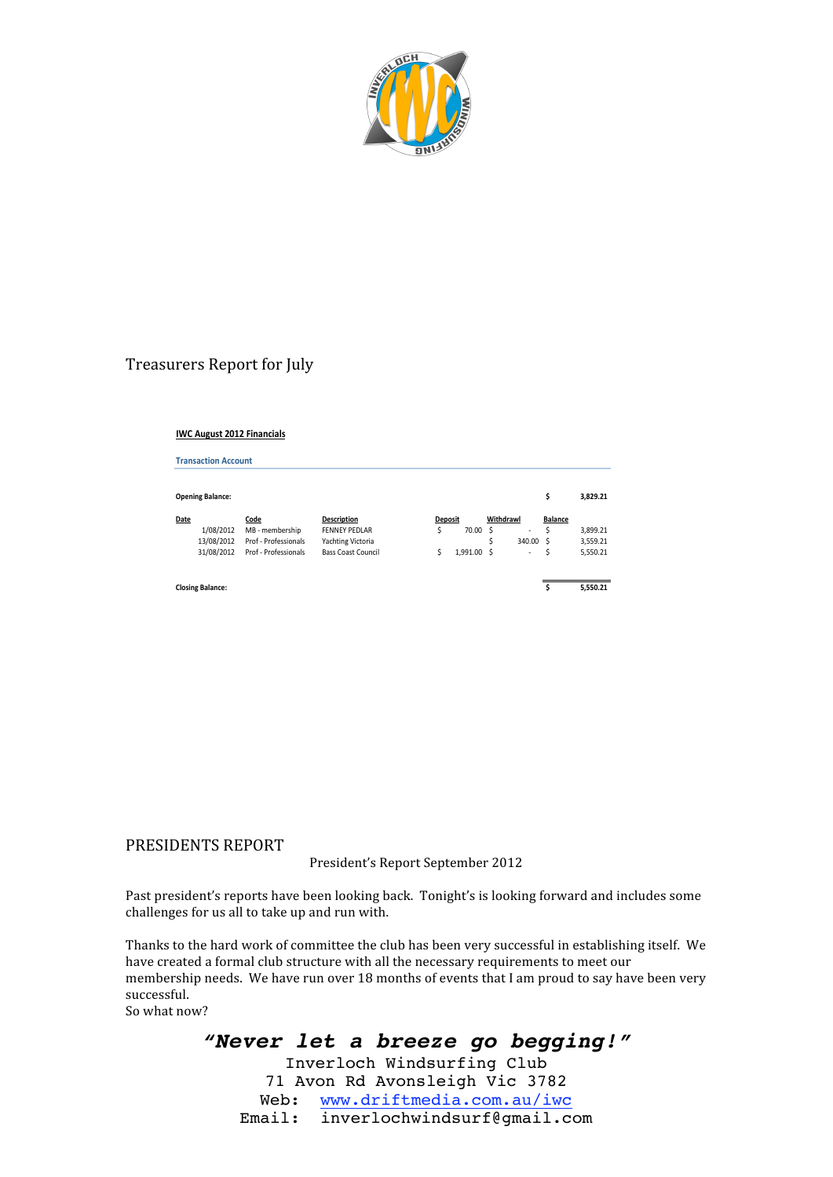Treasurers Report for July

**IWC August 2012 Financials**

**Transaction Account**

| **Opening Balance:** | | | | | $ 3,829.21 |
|---|---|---|---|---|---|
| **Date** | **Code** | **Description** | **Deposit** | **Withdrawl** | **Balance** |
| 1/08/2012 | MB - membership | FENNEY PEDLAR | $ 70.00 | $ - | $ 3,899.21 |
| 13/08/2012 | Prof - Professionals | Yachting Victoria | | $ 340.00 | $ 3,559.21 |
| 31/08/2012 | Prof - Professionals | Bass Coast Council | $ 1,991.00 | $ - | $ 5,550.21 |
| **Closing Balance:** | | | | | **$ 5,550.21** |

PRESIDENTS REPORT

President's Report September 2012

Past president's reports have been looking back. Tonight's is looking forward and includes some challenges for us all to take up and run with.

Thanks to the hard work of committee the club has been very successful in establishing itself. We have created a formal club structure with all the necessary requirements to meet our membership needs. We have run over 18 months of events that I am proud to say have been very successful.

So what now?

***"Never let a breeze go begging!"***

Inverloch Windsurfing Club
71 Avon Rd Avonsleigh Vic 3782
Web: www.driftmedia.com.au/iwc
Email: inverlochwindsurf@gmail.com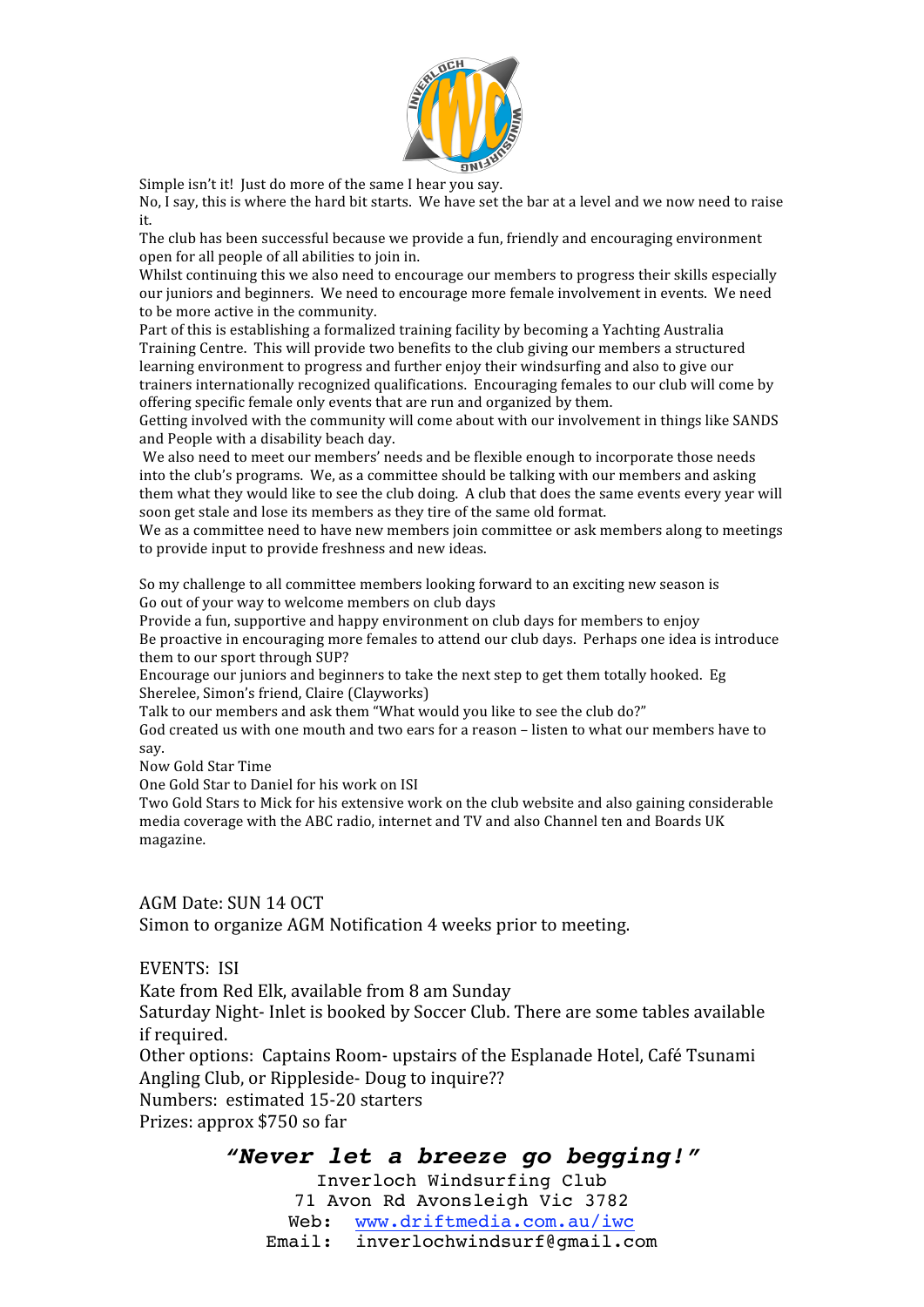Simple isn't it! Just do more of the same I hear you say.

No, I say, this is where the hard bit starts. We have set the bar at a level and we now need to raise it.

The club has been successful because we provide a fun, friendly and encouraging environment open for all people of all abilities to join in.

Whilst continuing this we also need to encourage our members to progress their skills especially our juniors and beginners. We need to encourage more female involvement in events. We need to be more active in the community.

Part of this is establishing a formalized training facility by becoming a Yachting Australia Training Centre. This will provide two benefits to the club giving our members a structured learning environment to progress and further enjoy their windsurfing and also to give our trainers internationally recognized qualifications. Encouraging females to our club will come by offering specific female only events that are run and organized by them.

Getting involved with the community will come about with our involvement in things like SANDS and People with a disability beach day.

We also need to meet our members' needs and be flexible enough to incorporate those needs into the club's programs. We, as a committee should be talking with our members and asking them what they would like to see the club doing. A club that does the same events every year will soon get stale and lose its members as they tire of the same old format.

We as a committee need to have new members join committee or ask members along to meetings to provide input to provide freshness and new ideas.

So my challenge to all committee members looking forward to an exciting new season is

Go out of your way to welcome members on club days

Provide a fun, supportive and happy environment on club days for members to enjoy

Be proactive in encouraging more females to attend our club days. Perhaps one idea is introduce them to our sport through SUP?

Encourage our juniors and beginners to take the next step to get them totally hooked. Eg Sherelee, Simon's friend, Claire (Clayworks)

Talk to our members and ask them "What would you like to see the club do?"

God created us with one mouth and two ears for a reason – listen to what our members have to say.

Now Gold Star Time

One Gold Star to Daniel for his work on ISI

Two Gold Stars to Mick for his extensive work on the club website and also gaining considerable media coverage with the ABC radio, internet and TV and also Channel ten and Boards UK magazine.

AGM Date: SUN 14 OCT

Simon to organize AGM Notification 4 weeks prior to meeting.

EVENTS: ISI

Kate from Red Elk, available from 8 am Sunday

Saturday Night- Inlet is booked by Soccer Club. There are some tables available if required.

Other options: Captains Room- upstairs of the Esplanade Hotel, Café Tsunami Angling Club, or Rippleside- Doug to inquire??

Numbers: estimated 15-20 starters

Prizes: approx $750 so far

***"Never let a breeze go begging!"***

Inverloch Windsurfing Club
71 Avon Rd Avonsleigh Vic 3782
Web: [www.driftmedia.com.au/iwc](http://www.driftmedia.com.au/iwc)
Email: inverlochwindsurf@gmail.com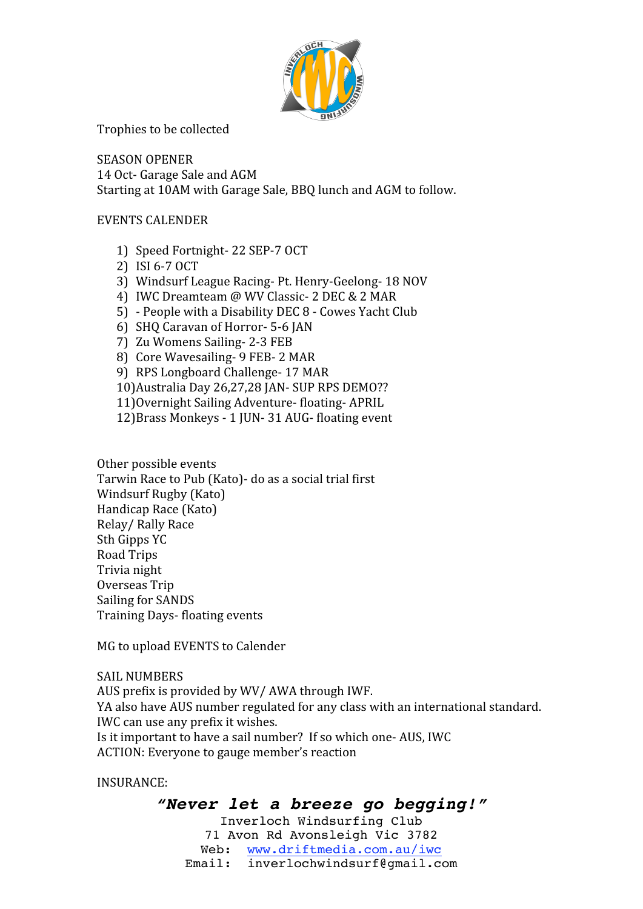Trophies to be collected

SEASON OPENER
14 Oct- Garage Sale and AGM
Starting at 10AM with Garage Sale, BBQ lunch and AGM to follow.

EVENTS CALENDER

1) Speed Fortnight- 22 SEP-7 OCT
2) ISI 6-7 OCT
3) Windsurf League Racing- Pt. Henry-Geelong- 18 NOV
4) IWC Dreamteam @ WV Classic- 2 DEC & 2 MAR
5) - People with a Disability DEC 8 - Cowes Yacht Club
6) SHQ Caravan of Horror- 5-6 JAN
7) Zu Womens Sailing- 2-3 FEB
8) Core Wavesailing- 9 FEB- 2 MAR
9) RPS Longboard Challenge- 17 MAR
10) Australia Day 26,27,28 JAN- SUP RPS DEMO??
11) Overnight Sailing Adventure- floating- APRIL
12) Brass Monkeys - 1 JUN- 31 AUG- floating event

Other possible events
Tarwin Race to Pub (Kato)- do as a social trial first
Windsurf Rugby (Kato)
Handicap Race (Kato)
Relay/ Rally Race
Sth Gipps YC
Road Trips
Trivia night
Overseas Trip
Sailing for SANDS
Training Days- floating events

MG to upload EVENTS to Calender

SAIL NUMBERS
AUS prefix is provided by WV/ AWA through IWF.
YA also have AUS number regulated for any class with an international standard.
IWC can use any prefix it wishes.
Is it important to have a sail number? If so which one- AUS, IWC
ACTION: Everyone to gauge member's reaction

INSURANCE:

***"Never let a breeze go begging!"***
Inverloch Windsurfing Club
71 Avon Rd Avonsleigh Vic 3782
Web: www.driftmedia.com.au/iwc
Email: inverlochwindsurf@gmail.com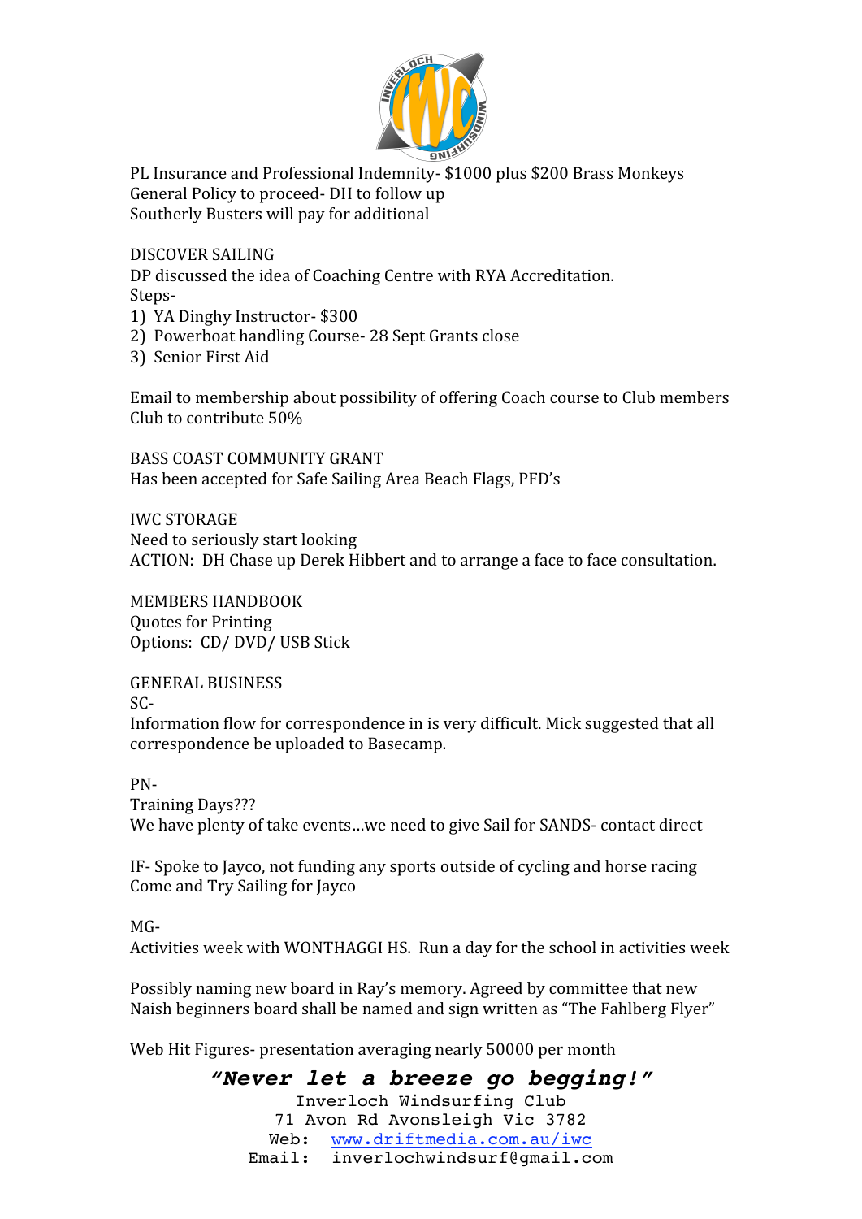PL Insurance and Professional Indemnity- $1000 plus $200 Brass Monkeys
General Policy to proceed- DH to follow up
Southerly Busters will pay for additional

DISCOVER SAILING
DP discussed the idea of Coaching Centre with RYA Accreditation.
Steps-

1) YA Dinghy Instructor- $300
2) Powerboat handling Course- 28 Sept Grants close
3) Senior First Aid

Email to membership about possibility of offering Coach course to Club members
Club to contribute 50%

BASS COAST COMMUNITY GRANT
Has been accepted for Safe Sailing Area Beach Flags, PFD's

IWC STORAGE
Need to seriously start looking
ACTION: DH Chase up Derek Hibbert and to arrange a face to face consultation.

MEMBERS HANDBOOK
Quotes for Printing
Options: CD/ DVD/ USB Stick

GENERAL BUSINESS
SC-
Information flow for correspondence in is very difficult. Mick suggested that all correspondence be uploaded to Basecamp.

PN-
Training Days???
We have plenty of take events…we need to give Sail for SANDS- contact direct

IF- Spoke to Jayco, not funding any sports outside of cycling and horse racing
Come and Try Sailing for Jayco

MG-
Activities week with WONTHAGGI HS. Run a day for the school in activities week

Possibly naming new board in Ray's memory. Agreed by committee that new Naish beginners board shall be named and sign written as "The Fahlberg Flyer"

Web Hit Figures- presentation averaging nearly 50000 per month

***"Never let a breeze go begging!"***
Inverloch Windsurfing Club
71 Avon Rd Avonsleigh Vic 3782
Web: www.driftmedia.com.au/iwc
Email: inverlochwindsurf@gmail.com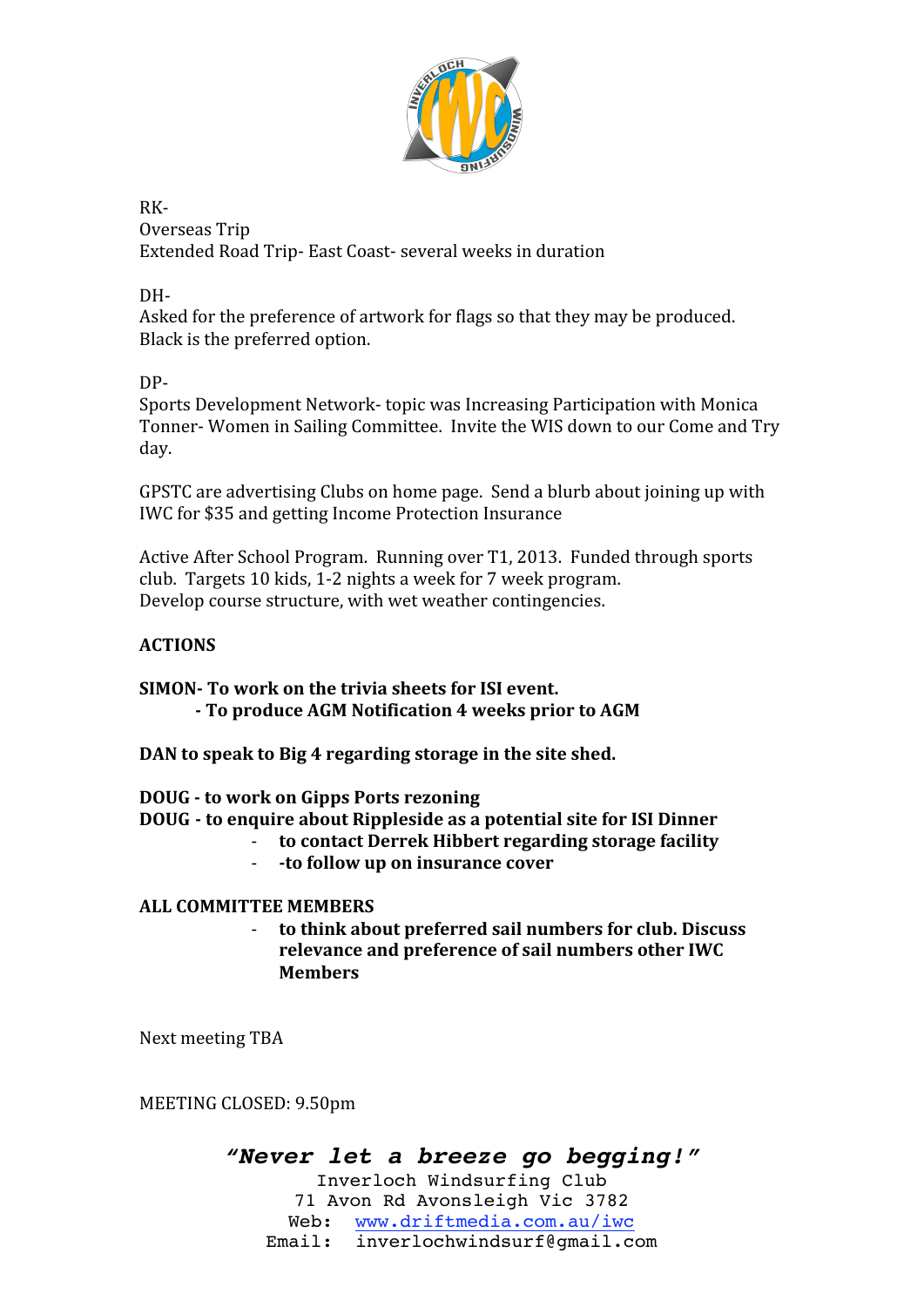RK-
Overseas Trip
Extended Road Trip- East Coast- several weeks in duration

DH-
Asked for the preference of artwork for flags so that they may be produced.
Black is the preferred option.

DP-
Sports Development Network- topic was Increasing Participation with Monica Tonner- Women in Sailing Committee. Invite the WIS down to our Come and Try day.

GPSTC are advertising Clubs on home page. Send a blurb about joining up with IWC for $35 and getting Income Protection Insurance

Active After School Program. Running over T1, 2013. Funded through sports club. Targets 10 kids, 1-2 nights a week for 7 week program.
Develop course structure, with wet weather contingencies.

**ACTIONS**

**SIMON- To work on the trivia sheets for ISI event.**
**- To produce AGM Notification 4 weeks prior to AGM**

**DAN to speak to Big 4 regarding storage in the site shed.**

**DOUG - to work on Gipps Ports rezoning**
**DOUG - to enquire about Rippleside as a potential site for ISI Dinner**

- **to contact Derrek Hibbert regarding storage facility**
- **-to follow up on insurance cover**

**ALL COMMITTEE MEMBERS**

- **to think about preferred sail numbers for club. Discuss relevance and preference of sail numbers other IWC Members**

Next meeting TBA

MEETING CLOSED: 9.50pm

***"Never let a breeze go begging!"***
Inverloch Windsurfing Club
71 Avon Rd Avonsleigh Vic 3782
Web: www.driftmedia.com.au/iwc
Email: inverlochwindsurf@gmail.com